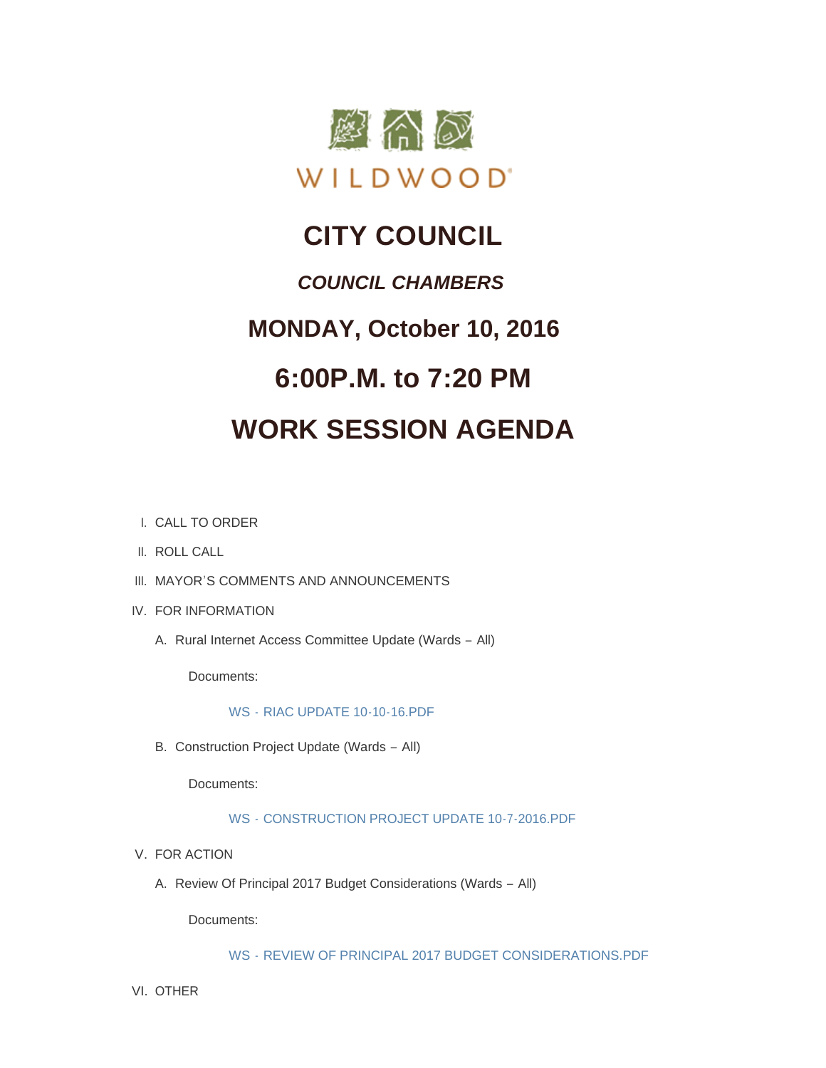WILDWOOD

# CITY COUNCIL

## *COUNCIL CHAMBERS*

## MONDAY, October 10, 2016

## 6:00P.M. to 7:20 PM

# WORK SESSION AGENDA

I. CALL TO ORDER

II. ROLL CALL

III. MAYOR'S COMMENTS AND ANNOUNCEMENTS

IV. FOR INFORMATION

A. Rural Internet Access Committee Update (Wards – All)

Documents:

WS - RIAC UPDATE 10-10-16.PDF

B. Construction Project Update (Wards – All)

Documents:

WS - CONSTRUCTION PROJECT UPDATE 10-7-2016.PDF

V. FOR ACTION

A. Review Of Principal 2017 Budget Considerations (Wards – All)

Documents:

WS - REVIEW OF PRINCIPAL 2017 BUDGET CONSIDERATIONS.PDF

VI. OTHER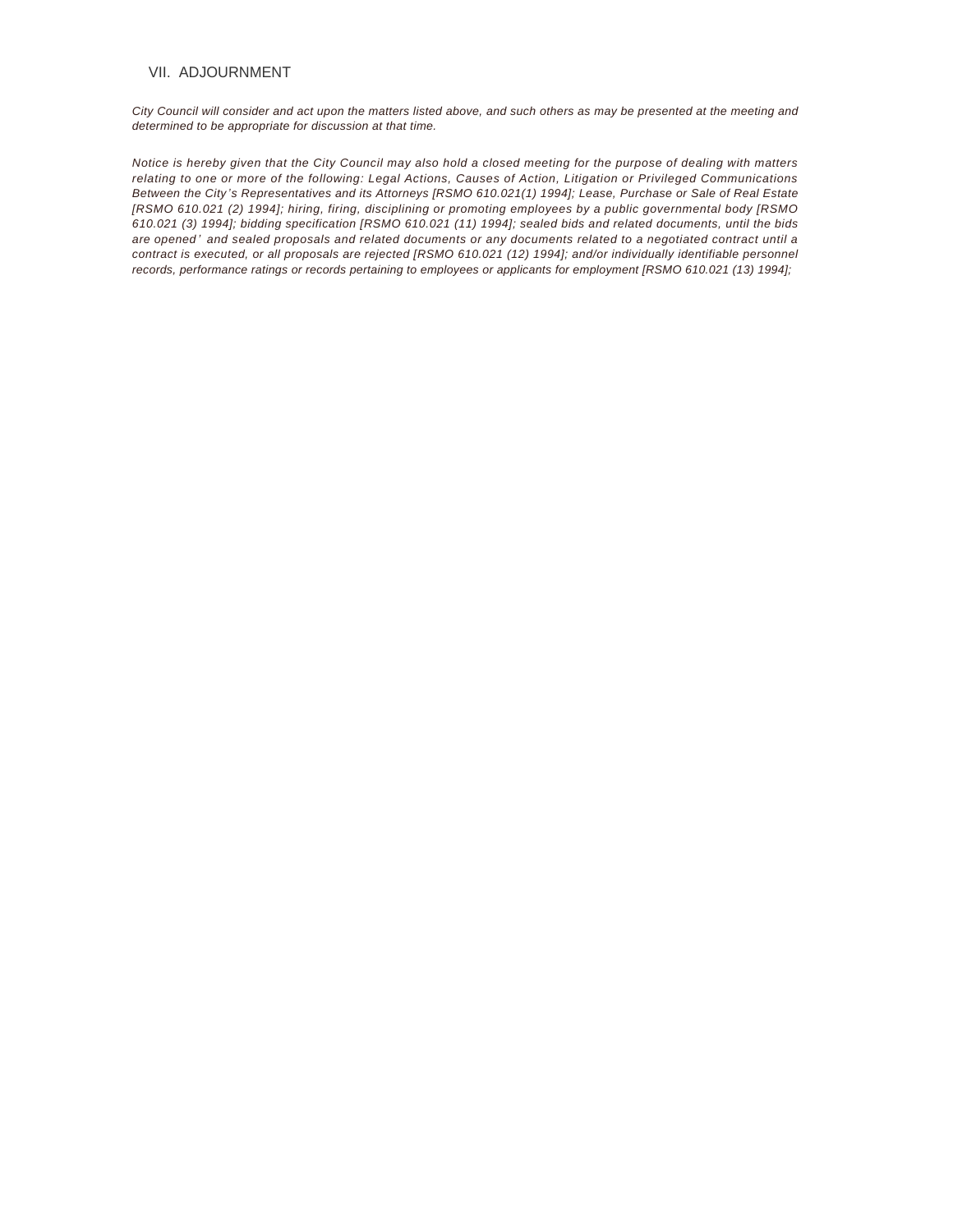## VII. ADJOURNMENT

*City Council will consider and act upon the matters listed above, and such others as may be presented at the meeting and determined to be appropriate for discussion at that time.*

*Notice is hereby given that the City Council may also hold a closed meeting for the purpose of dealing with matters relating to one or more of the following: Legal Actions, Causes of Action, Litigation or Privileged Communications Between the City's Representatives and its Attorneys [RSMO 610.021(1) 1994]; Lease, Purchase or Sale of Real Estate [RSMO 610.021 (2) 1994]; hiring, firing, disciplining or promoting employees by a public governmental body [RSMO 610.021 (3) 1994]; bidding specification [RSMO 610.021 (11) 1994]; sealed bids and related documents, until the bids are opened' and sealed proposals and related documents or any documents related to a negotiated contract until a contract is executed, or all proposals are rejected [RSMO 610.021 (12) 1994]; and/or individually identifiable personnel records, performance ratings or records pertaining to employees or applicants for employment [RSMO 610.021 (13) 1994];*